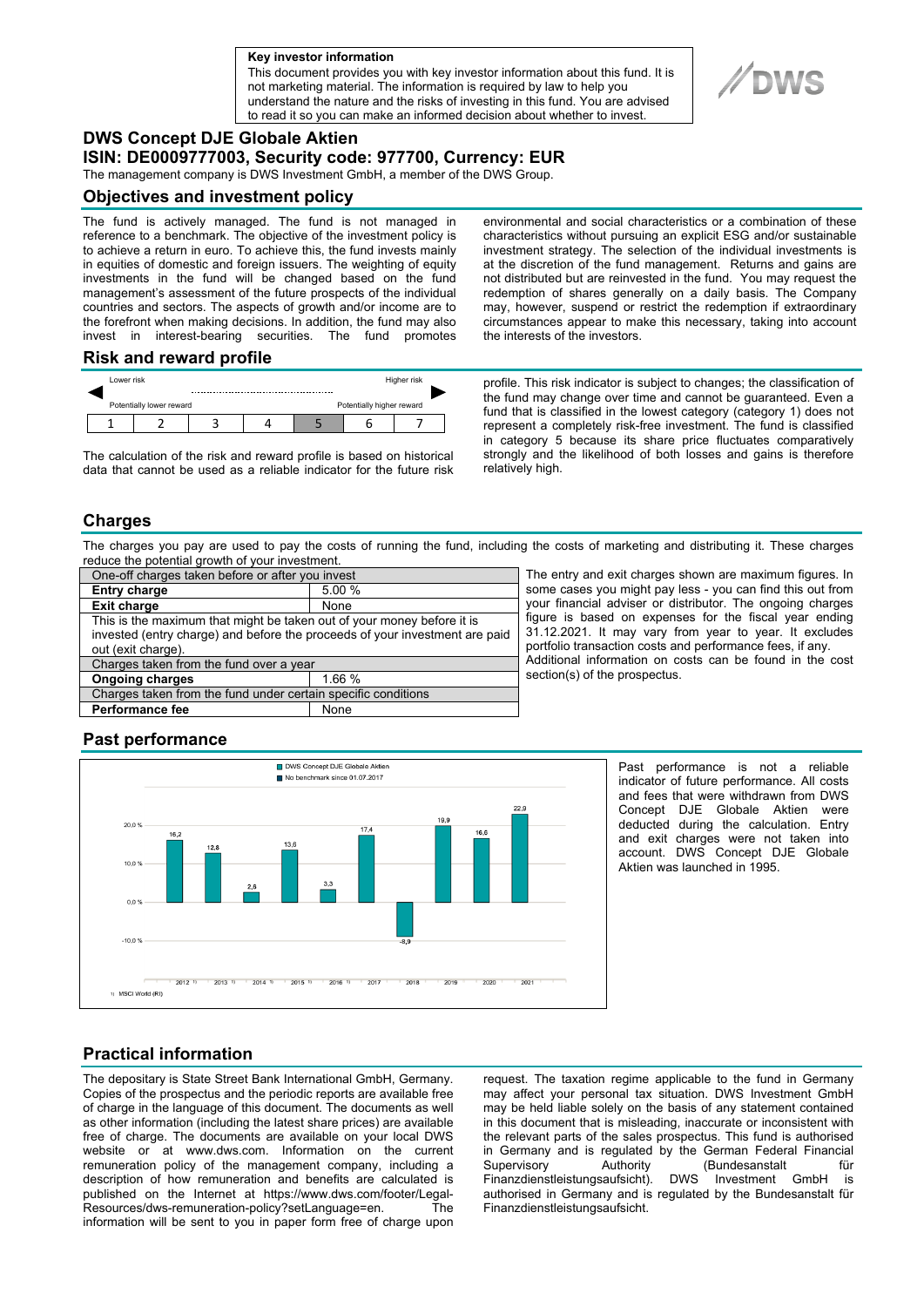**Key investor information**

This document provides you with key investor information about this fund. It is not marketing material. The information is required by law to help you understand the nature and the risks of investing in this fund. You are advised to read it so you can make an informed decision about whether to invest.

DWS

# DWS Concept DJE Globale Aktien

## ISIN: DE0009777003, Security code: 977700, Currency: EUR

The management company is DWS Investment GmbH, a member of the DWS Group.

## Objectives and investment policy

The fund is actively managed. The fund is not managed in reference to a benchmark. The objective of the investment policy is to achieve a return in euro. To achieve this, the fund invests mainly in equities of domestic and foreign issuers. The weighting of equity investments in the fund will be changed based on the fund management's assessment of the future prospects of the individual countries and sectors. The aspects of growth and/or income are to the forefront when making decisions. In addition, the fund may also invest in interest-bearing securities. The fund promotes environmental and social characteristics or a combination of these characteristics without pursuing an explicit ESG and/or sustainable investment strategy. The selection of the individual investments is at the discretion of the fund management. Returns and gains are not distributed but are reinvested in the fund. You may request the redemption of shares generally on a daily basis. The Company may, however, suspend or restrict the redemption if extraordinary circumstances appear to make this necessary, taking into account the interests of the investors.

## Risk and reward profile

| Lower risk | | | | | | Higher risk |
|---|---|---|---|---|---|---|
| Potentially lower reward | | | | | | Potentially higher reward |
| 1 | 2 | 3 | 4 | **5** | 6 | 7 |

The calculation of the risk and reward profile is based on historical data that cannot be used as a reliable indicator for the future risk profile. This risk indicator is subject to changes; the classification of the fund may change over time and cannot be guaranteed. Even a fund that is classified in the lowest category (category 1) does not represent a completely risk-free investment. The fund is classified in category 5 because its share price fluctuates comparatively strongly and the likelihood of both losses and gains is therefore relatively high.

## Charges

The charges you pay are used to pay the costs of running the fund, including the costs of marketing and distributing it. These charges reduce the potential growth of your investment.

| One-off charges taken before or after you invest | |
|---|---|
| **Entry charge** | 5.00 % |
| **Exit charge** | None |
| This is the maximum that might be taken out of your money before it is invested (entry charge) and before the proceeds of your investment are paid out (exit charge). | |
| Charges taken from the fund over a year | |
| **Ongoing charges** | 1.66 % |
| Charges taken from the fund under certain specific conditions | |
| **Performance fee** | None |

The entry and exit charges shown are maximum figures. In some cases you might pay less - you can find this out from your financial adviser or distributor. The ongoing charges figure is based on expenses for the fiscal year ending 31.12.2021. It may vary from year to year. It excludes portfolio transaction costs and performance fees, if any. Additional information on costs can be found in the cost section(s) of the prospectus.

## Past performance

■ DWS Concept DJE Globale Aktien
■ No benchmark since 01.07.2017

| Year | DWS Concept DJE Globale Aktien |
|---|---|
| 2012 [1] | 16,2 |
| 2013 [1] | 12,8 |
| 2014 [1] | 2,6 |
| 2015 [1] | 13,6 |
| 2016 [1] | 3,3 |
| 2017 | 17,4 |
| 2018 | -8,9 |
| 2019 | 19,9 |
| 2020 | 16,6 |
| 2021 | 22,9 |

1) MSCI World (RI)

Past performance is not a reliable indicator of future performance. All costs and fees that were withdrawn from DWS Concept DJE Globale Aktien were deducted during the calculation. Entry and exit charges were not taken into account. DWS Concept DJE Globale Aktien was launched in 1995.

## Practical information

The depositary is State Street Bank International GmbH, Germany. Copies of the prospectus and the periodic reports are available free of charge in the language of this document. The documents as well as other information (including the latest share prices) are available free of charge. The documents are available on your local DWS website or at www.dws.com. Information on the current remuneration policy of the management company, including a description of how remuneration and benefits are calculated is published on the Internet at https://www.dws.com/footer/Legal-Resources/dws-remuneration-policy?setLanguage=en. The information will be sent to you in paper form free of charge upon request. The taxation regime applicable to the fund in Germany may affect your personal tax situation. DWS Investment GmbH may be held liable solely on the basis of any statement contained in this document that is misleading, inaccurate or inconsistent with the relevant parts of the sales prospectus. This fund is authorised in Germany and is regulated by the German Federal Financial Supervisory Authority (Bundesanstalt für Finanzdienstleistungsaufsicht). DWS Investment GmbH is authorised in Germany and is regulated by the Bundesanstalt für Finanzdienstleistungsaufsicht.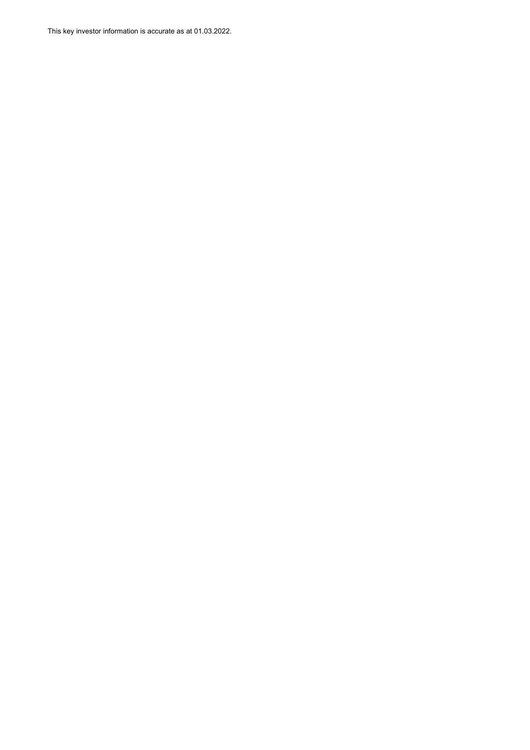This key investor information is accurate as at 01.03.2022.